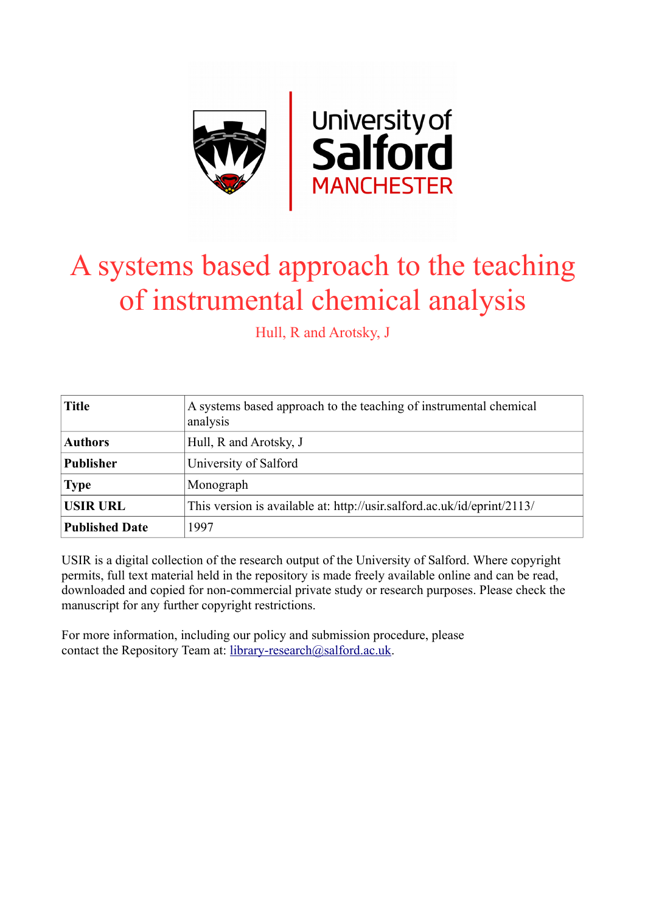University of Salford MANCHESTER

# A systems based approach to the teaching of instrumental chemical analysis

Hull, R and Arotsky, J

| | |
|---|---|
| **Title** | A systems based approach to the teaching of instrumental chemical analysis |
| **Authors** | Hull, R and Arotsky, J |
| **Publisher** | University of Salford |
| **Type** | Monograph |
| **USIR URL** | This version is available at: http://usir.salford.ac.uk/id/eprint/2113/ |
| **Published Date** | 1997 |

USIR is a digital collection of the research output of the University of Salford. Where copyright permits, full text material held in the repository is made freely available online and can be read, downloaded and copied for non-commercial private study or research purposes. Please check the manuscript for any further copyright restrictions.

For more information, including our policy and submission procedure, please contact the Repository Team at: library-research@salford.ac.uk.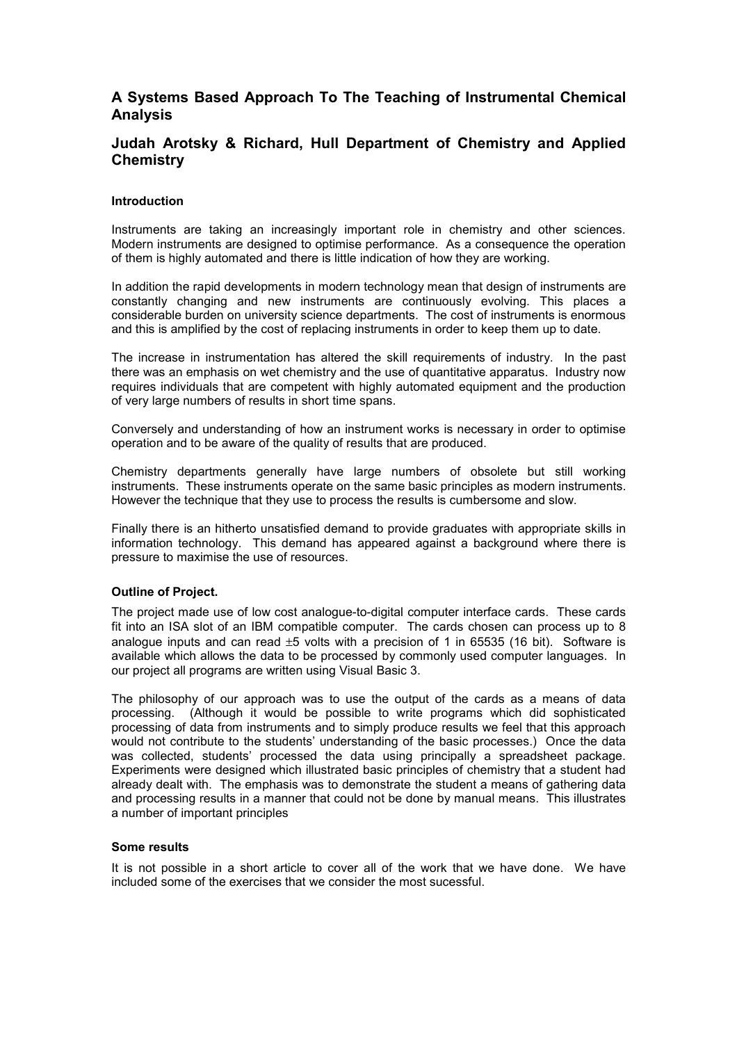## A Systems Based Approach To The Teaching of Instrumental Chemical Analysis

## Judah Arotsky & Richard, Hull Department of Chemistry and Applied Chemistry

#### Introduction

Instruments are taking an increasingly important role in chemistry and other sciences. Modern instruments are designed to optimise performance. As a consequence the operation of them is highly automated and there is little indication of how they are working.

In addition the rapid developments in modern technology mean that design of instruments are constantly changing and new instruments are continuously evolving. This places a considerable burden on university science departments. The cost of instruments is enormous and this is amplified by the cost of replacing instruments in order to keep them up to date.

The increase in instrumentation has altered the skill requirements of industry. In the past there was an emphasis on wet chemistry and the use of quantitative apparatus. Industry now requires individuals that are competent with highly automated equipment and the production of very large numbers of results in short time spans.

Conversely and understanding of how an instrument works is necessary in order to optimise operation and to be aware of the quality of results that are produced.

Chemistry departments generally have large numbers of obsolete but still working instruments. These instruments operate on the same basic principles as modern instruments. However the technique that they use to process the results is cumbersome and slow.

Finally there is an hitherto unsatisfied demand to provide graduates with appropriate skills in information technology. This demand has appeared against a background where there is pressure to maximise the use of resources.

#### Outline of Project.

The project made use of low cost analogue-to-digital computer interface cards. These cards fit into an ISA slot of an IBM compatible computer. The cards chosen can process up to 8 analogue inputs and can read $\pm 5$ volts with a precision of 1 in 65535 (16 bit). Software is available which allows the data to be processed by commonly used computer languages. In our project all programs are written using Visual Basic 3.

The philosophy of our approach was to use the output of the cards as a means of data processing. (Although it would be possible to write programs which did sophisticated processing of data from instruments and to simply produce results we feel that this approach would not contribute to the students' understanding of the basic processes.) Once the data was collected, students' processed the data using principally a spreadsheet package. Experiments were designed which illustrated basic principles of chemistry that a student had already dealt with. The emphasis was to demonstrate the student a means of gathering data and processing results in a manner that could not be done by manual means. This illustrates a number of important principles

#### Some results

It is not possible in a short article to cover all of the work that we have done. We have included some of the exercises that we consider the most sucessful.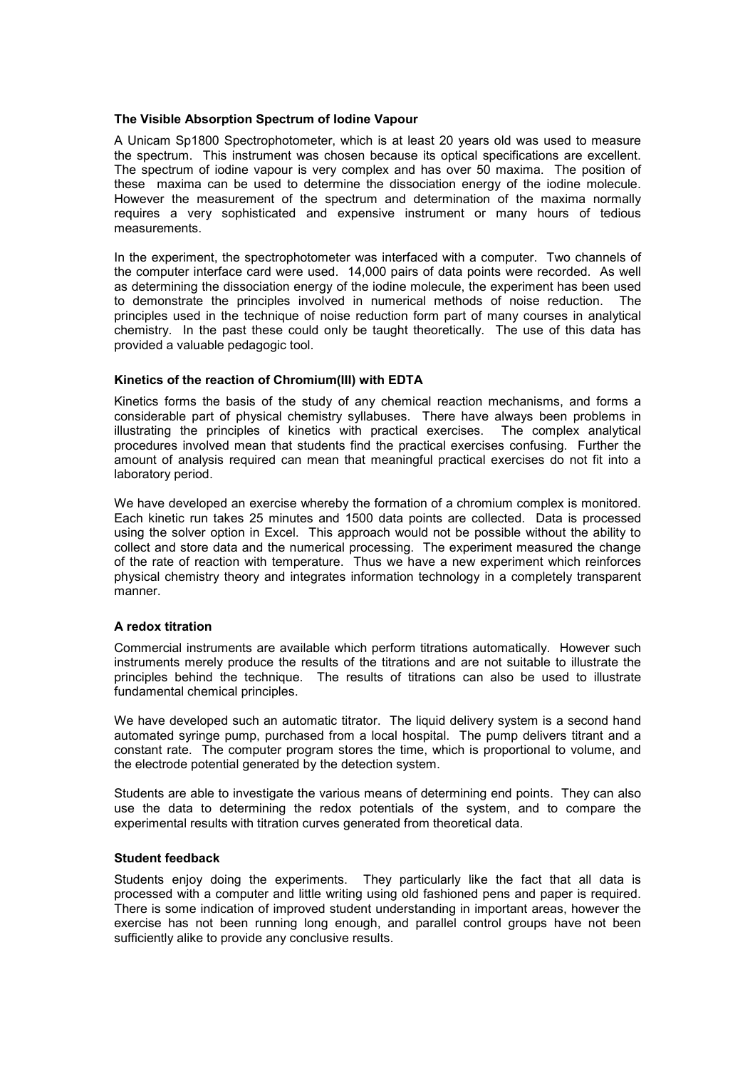### The Visible Absorption Spectrum of Iodine Vapour

A Unicam Sp1800 Spectrophotometer, which is at least 20 years old was used to measure the spectrum. This instrument was chosen because its optical specifications are excellent. The spectrum of iodine vapour is very complex and has over 50 maxima. The position of these maxima can be used to determine the dissociation energy of the iodine molecule. However the measurement of the spectrum and determination of the maxima normally requires a very sophisticated and expensive instrument or many hours of tedious measurements.

In the experiment, the spectrophotometer was interfaced with a computer. Two channels of the computer interface card were used. 14,000 pairs of data points were recorded. As well as determining the dissociation energy of the iodine molecule, the experiment has been used to demonstrate the principles involved in numerical methods of noise reduction. The principles used in the technique of noise reduction form part of many courses in analytical chemistry. In the past these could only be taught theoretically. The use of this data has provided a valuable pedagogic tool.

### Kinetics of the reaction of Chromium(III) with EDTA

Kinetics forms the basis of the study of any chemical reaction mechanisms, and forms a considerable part of physical chemistry syllabuses. There have always been problems in illustrating the principles of kinetics with practical exercises. The complex analytical procedures involved mean that students find the practical exercises confusing. Further the amount of analysis required can mean that meaningful practical exercises do not fit into a laboratory period.

We have developed an exercise whereby the formation of a chromium complex is monitored. Each kinetic run takes 25 minutes and 1500 data points are collected. Data is processed using the solver option in Excel. This approach would not be possible without the ability to collect and store data and the numerical processing. The experiment measured the change of the rate of reaction with temperature. Thus we have a new experiment which reinforces physical chemistry theory and integrates information technology in a completely transparent manner.

### A redox titration

Commercial instruments are available which perform titrations automatically. However such instruments merely produce the results of the titrations and are not suitable to illustrate the principles behind the technique. The results of titrations can also be used to illustrate fundamental chemical principles.

We have developed such an automatic titrator. The liquid delivery system is a second hand automated syringe pump, purchased from a local hospital. The pump delivers titrant and a constant rate. The computer program stores the time, which is proportional to volume, and the electrode potential generated by the detection system.

Students are able to investigate the various means of determining end points. They can also use the data to determining the redox potentials of the system, and to compare the experimental results with titration curves generated from theoretical data.

### Student feedback

Students enjoy doing the experiments. They particularly like the fact that all data is processed with a computer and little writing using old fashioned pens and paper is required. There is some indication of improved student understanding in important areas, however the exercise has not been running long enough, and parallel control groups have not been sufficiently alike to provide any conclusive results.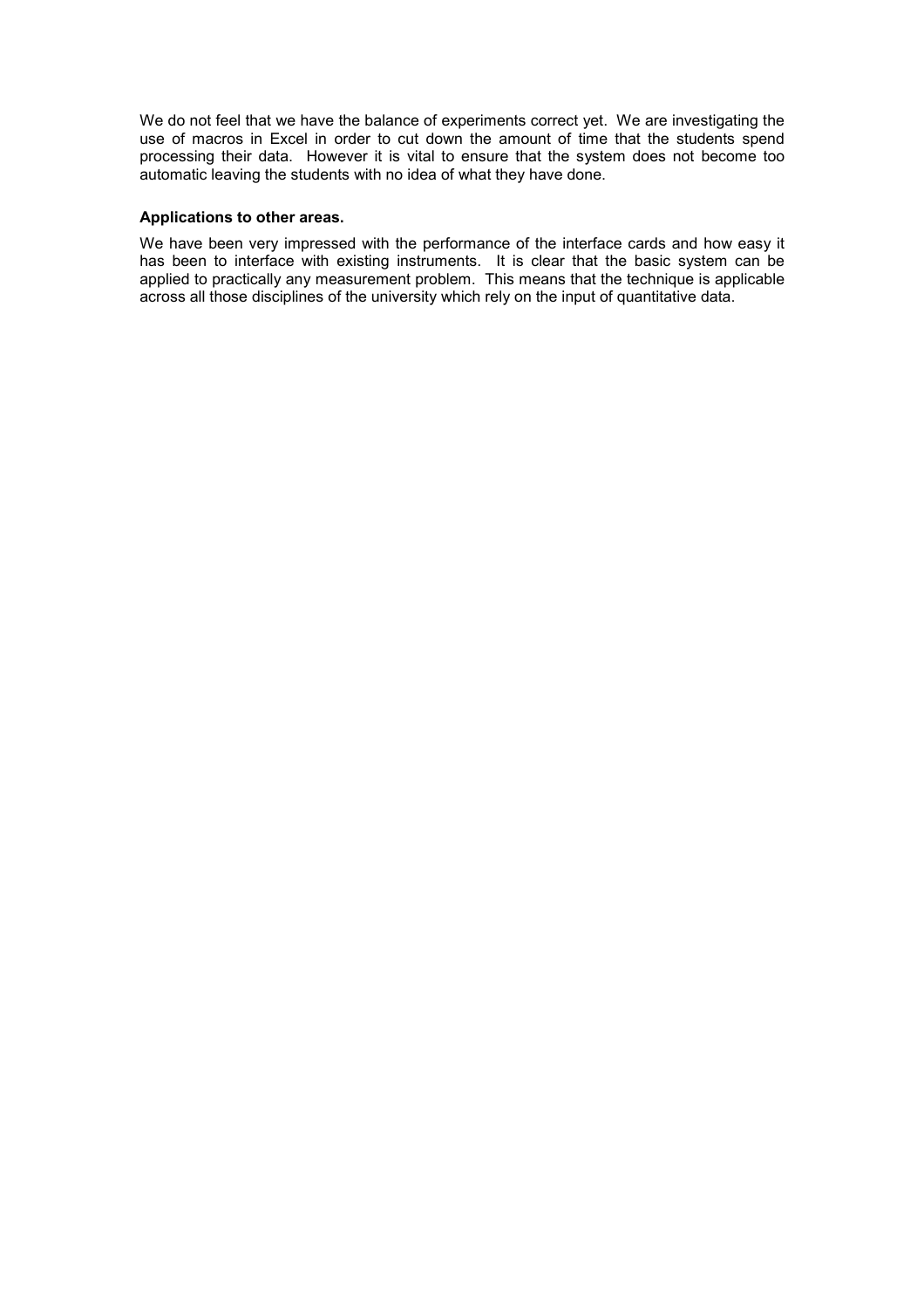We do not feel that we have the balance of experiments correct yet. We are investigating the use of macros in Excel in order to cut down the amount of time that the students spend processing their data. However it is vital to ensure that the system does not become too automatic leaving the students with no idea of what they have done.

**Applications to other areas.**

We have been very impressed with the performance of the interface cards and how easy it has been to interface with existing instruments. It is clear that the basic system can be applied to practically any measurement problem. This means that the technique is applicable across all those disciplines of the university which rely on the input of quantitative data.